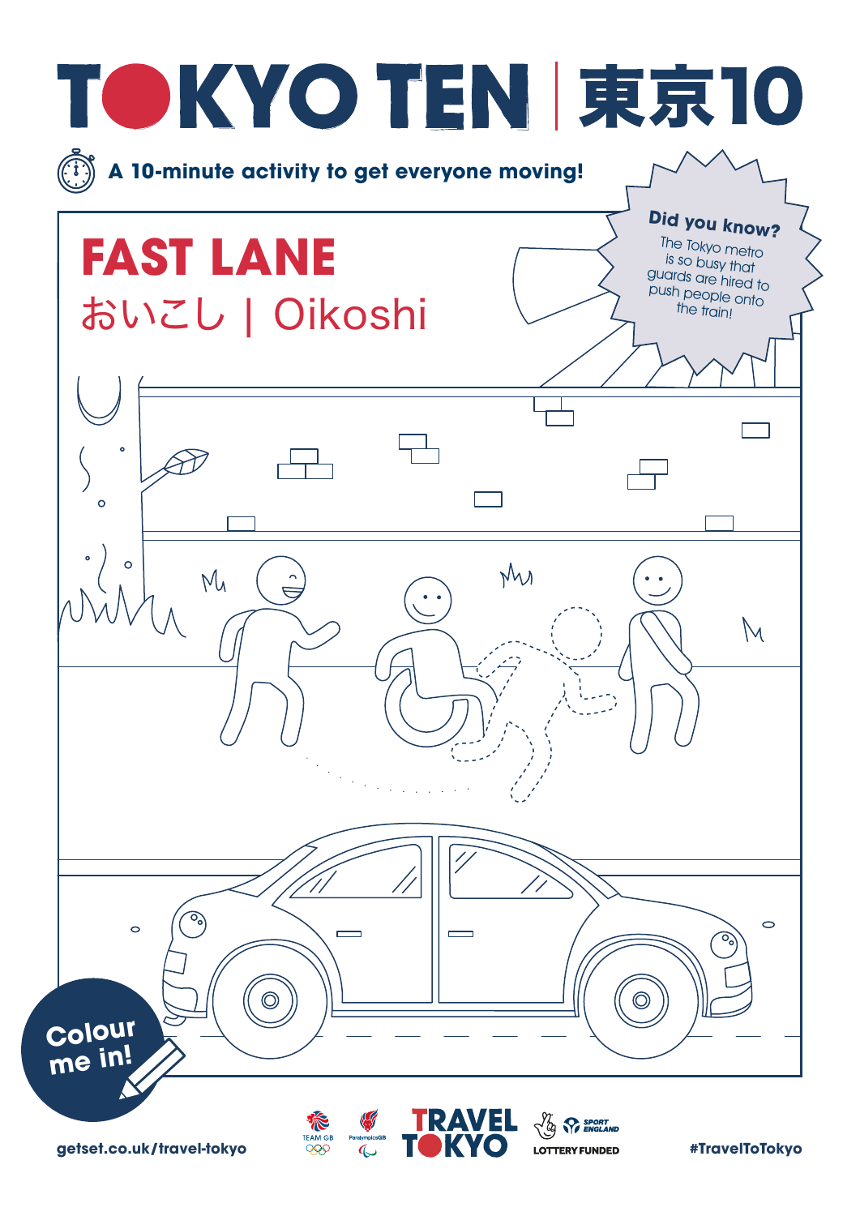# TOKYO TEN | 東京10

A 10-minute activity to get everyone moving!

## FAST LANE

おいこし | Oikoshi

**Did you know?**

The Tokyo metro is so busy that guards are hired to push people onto the train!

Colour me in!

getset.co.uk/travel-tokyo

TRAVEL TOKYO

LOTTERY FUNDED

#TravelToTokyo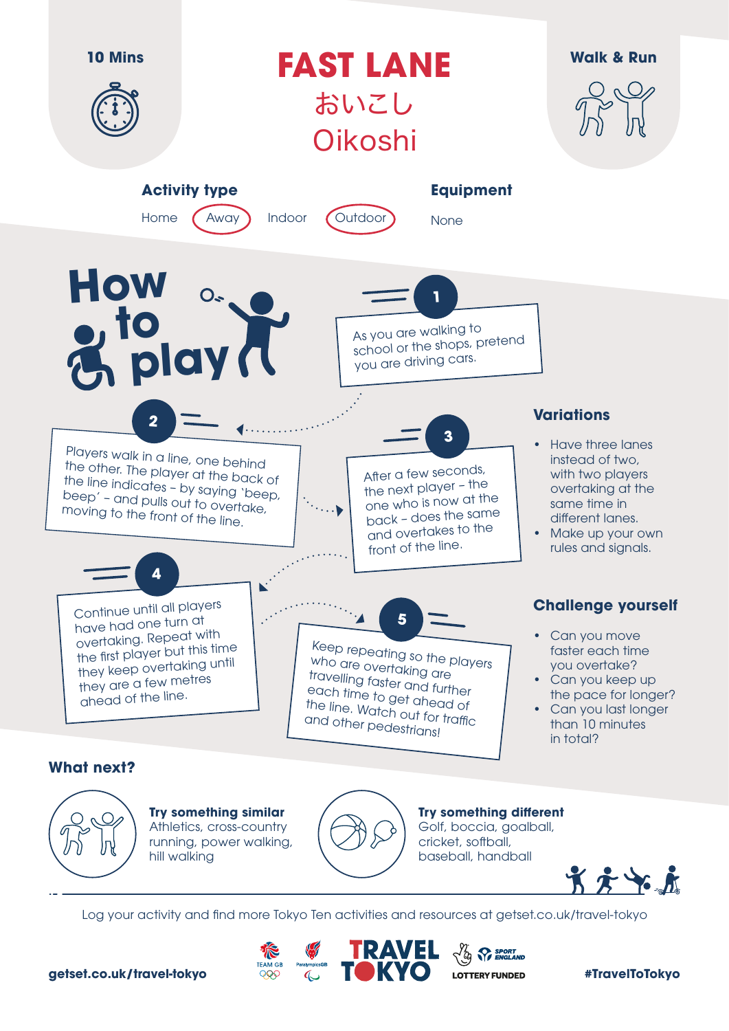10 Mins

# FAST LANE

## おいこし

## Oikoshi

Walk & Run

**Activity type**

Home | Away | Indoor | Outdoor

(Away and Outdoor circled)

**Equipment**

None

## How to play

**1** As you are walking to school or the shops, pretend you are driving cars.

**2** Players walk in a line, one behind the other. The player at the back of the line indicates – by saying 'beep, beep' – and pulls out to overtake, moving to the front of the line.

**3** After a few seconds, the next player – the one who is now at the back – does the same and overtakes to the front of the line.

**4** Continue until all players have had one turn at overtaking. Repeat with the first player but this time they keep overtaking until they are a few metres ahead of the line.

**5** Keep repeating so the players who are overtaking are travelling faster and further each time to get ahead of the line. Watch out for traffic and other pedestrians!

## Variations

- Have three lanes instead of two, with two players overtaking at the same time in different lanes.
- Make up your own rules and signals.

## Challenge yourself

- Can you move faster each time you overtake?
- Can you keep up the pace for longer?
- Can you last longer than 10 minutes in total?

## What next?

**Try something similar**
Athletics, cross-country running, power walking, hill walking

**Try something different**
Golf, boccia, goalball, cricket, softball, baseball, handball

Log your activity and find more Tokyo Ten activities and resources at getset.co.uk/travel-tokyo

getset.co.uk/travel-tokyo

TEAM GB | ParalympicsGB | TRAVEL TOKYO | SPORT ENGLAND | LOTTERY FUNDED

#TravelToTokyo